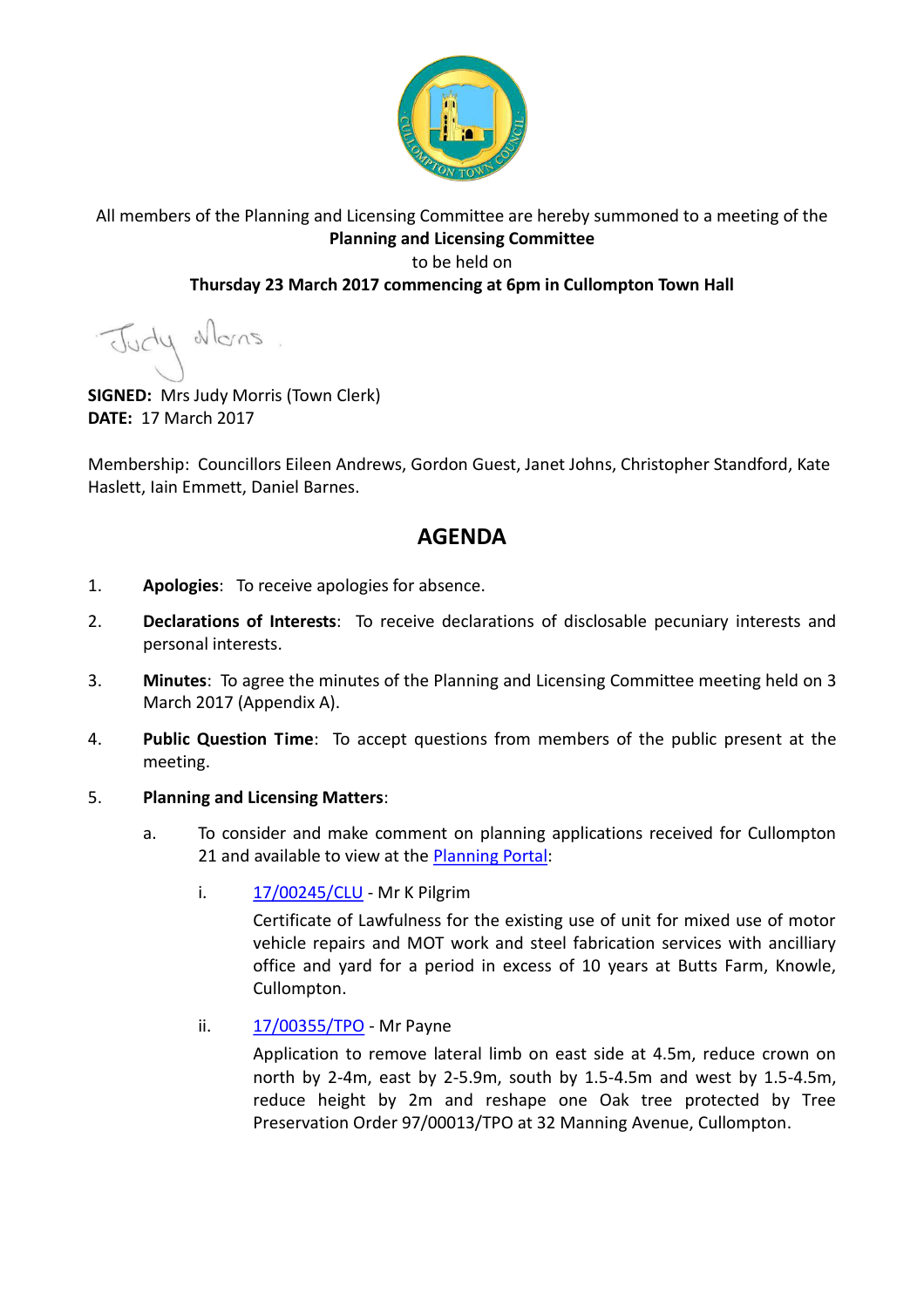All members of the Planning and Licensing Committee are hereby summoned to a meeting of the **Planning and Licensing Committee** to be held on **Thursday 23 March 2017 commencing at 6pm in Cullompton Town Hall**

**SIGNED:** Mrs Judy Morris (Town Clerk)
**DATE:** 17 March 2017

Membership: Councillors Eileen Andrews, Gordon Guest, Janet Johns, Christopher Standford, Kate Haslett, Iain Emmett, Daniel Barnes.

# AGENDA

1. **Apologies**: To receive apologies for absence.

2. **Declarations of Interests**: To receive declarations of disclosable pecuniary interests and personal interests.

3. **Minutes**: To agree the minutes of the Planning and Licensing Committee meeting held on 3 March 2017 (Appendix A).

4. **Public Question Time**: To accept questions from members of the public present at the meeting.

5. **Planning and Licensing Matters**:

   a. To consider and make comment on planning applications received for Cullompton 21 and available to view at the Planning Portal:

      i. 17/00245/CLU - Mr K Pilgrim

         Certificate of Lawfulness for the existing use of unit for mixed use of motor vehicle repairs and MOT work and steel fabrication services with ancilliary office and yard for a period in excess of 10 years at Butts Farm, Knowle, Cullompton.

      ii. 17/00355/TPO - Mr Payne

         Application to remove lateral limb on east side at 4.5m, reduce crown on north by 2-4m, east by 2-5.9m, south by 1.5-4.5m and west by 1.5-4.5m, reduce height by 2m and reshape one Oak tree protected by Tree Preservation Order 97/00013/TPO at 32 Manning Avenue, Cullompton.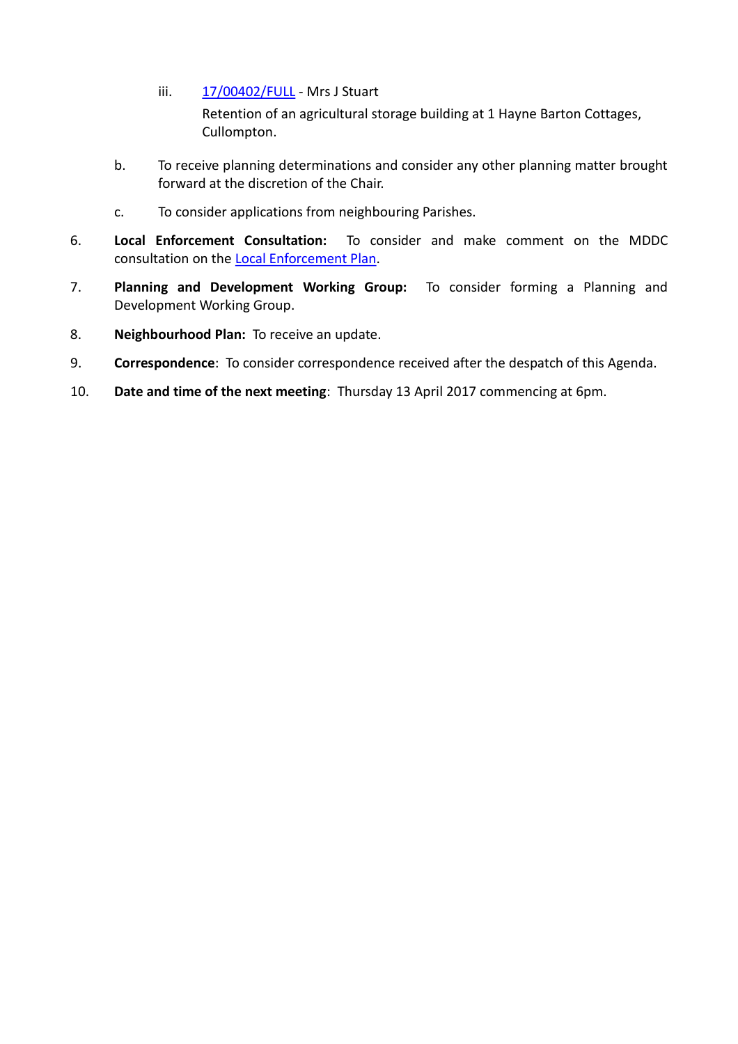iii. 17/00402/FULL - Mrs J Stuart

Retention of an agricultural storage building at 1 Hayne Barton Cottages, Cullompton.

b. To receive planning determinations and consider any other planning matter brought forward at the discretion of the Chair.

c. To consider applications from neighbouring Parishes.

6. **Local Enforcement Consultation:** To consider and make comment on the MDDC consultation on the Local Enforcement Plan.

7. **Planning and Development Working Group:** To consider forming a Planning and Development Working Group.

8. **Neighbourhood Plan:** To receive an update.

9. **Correspondence**: To consider correspondence received after the despatch of this Agenda.

10. **Date and time of the next meeting**: Thursday 13 April 2017 commencing at 6pm.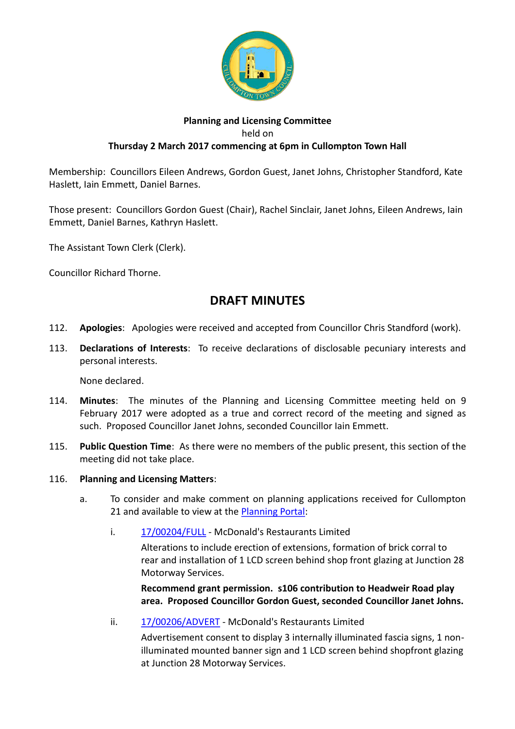**Planning and Licensing Committee**
held on
**Thursday 2 March 2017 commencing at 6pm in Cullompton Town Hall**

Membership: Councillors Eileen Andrews, Gordon Guest, Janet Johns, Christopher Standford, Kate Haslett, Iain Emmett, Daniel Barnes.

Those present: Councillors Gordon Guest (Chair), Rachel Sinclair, Janet Johns, Eileen Andrews, Iain Emmett, Daniel Barnes, Kathryn Haslett.

The Assistant Town Clerk (Clerk).

Councillor Richard Thorne.

## DRAFT MINUTES

112. **Apologies**: Apologies were received and accepted from Councillor Chris Standford (work).

113. **Declarations of Interests**: To receive declarations of disclosable pecuniary interests and personal interests.

     None declared.

114. **Minutes**: The minutes of the Planning and Licensing Committee meeting held on 9 February 2017 were adopted as a true and correct record of the meeting and signed as such. Proposed Councillor Janet Johns, seconded Councillor Iain Emmett.

115. **Public Question Time**: As there were no members of the public present, this section of the meeting did not take place.

116. **Planning and Licensing Matters**:

     a. To consider and make comment on planning applications received for Cullompton 21 and available to view at the Planning Portal:

        i. 17/00204/FULL - McDonald's Restaurants Limited

           Alterations to include erection of extensions, formation of brick corral to rear and installation of 1 LCD screen behind shop front glazing at Junction 28 Motorway Services.

           **Recommend grant permission. s106 contribution to Headweir Road play area. Proposed Councillor Gordon Guest, seconded Councillor Janet Johns.**

        ii. 17/00206/ADVERT - McDonald's Restaurants Limited

            Advertisement consent to display 3 internally illuminated fascia signs, 1 non-illuminated mounted banner sign and 1 LCD screen behind shopfront glazing at Junction 28 Motorway Services.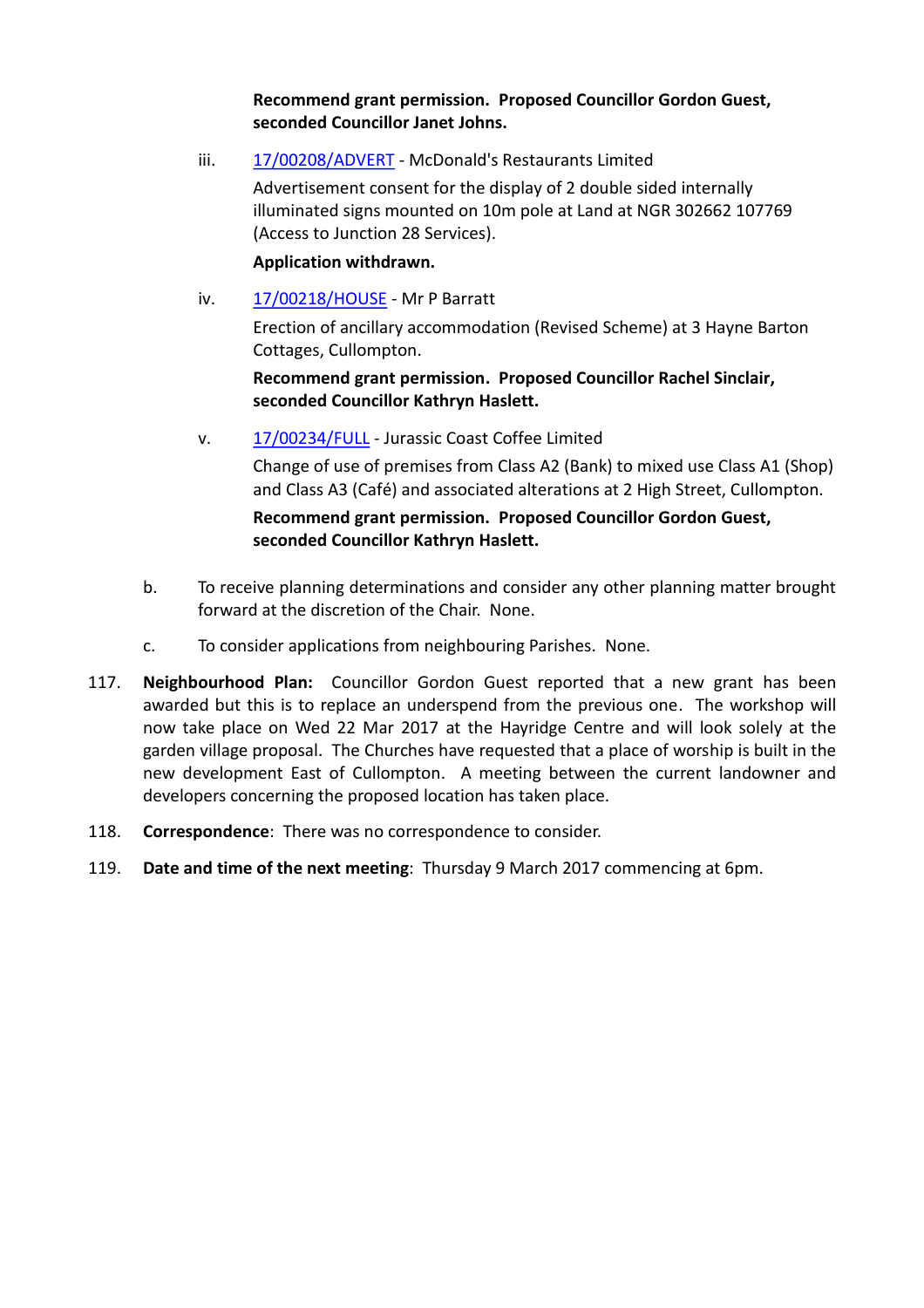**Recommend grant permission. Proposed Councillor Gordon Guest, seconded Councillor Janet Johns.**

iii. [17/00208/ADVERT](17/00208/ADVERT) - McDonald's Restaurants Limited

Advertisement consent for the display of 2 double sided internally illuminated signs mounted on 10m pole at Land at NGR 302662 107769 (Access to Junction 28 Services).

**Application withdrawn.**

iv. [17/00218/HOUSE](17/00218/HOUSE) - Mr P Barratt

Erection of ancillary accommodation (Revised Scheme) at 3 Hayne Barton Cottages, Cullompton.

**Recommend grant permission. Proposed Councillor Rachel Sinclair, seconded Councillor Kathryn Haslett.**

v. [17/00234/FULL](17/00234/FULL) - Jurassic Coast Coffee Limited

Change of use of premises from Class A2 (Bank) to mixed use Class A1 (Shop) and Class A3 (Café) and associated alterations at 2 High Street, Cullompton.

**Recommend grant permission. Proposed Councillor Gordon Guest, seconded Councillor Kathryn Haslett.**

b. To receive planning determinations and consider any other planning matter brought forward at the discretion of the Chair. None.

c. To consider applications from neighbouring Parishes. None.

117. **Neighbourhood Plan:** Councillor Gordon Guest reported that a new grant has been awarded but this is to replace an underspend from the previous one. The workshop will now take place on Wed 22 Mar 2017 at the Hayridge Centre and will look solely at the garden village proposal. The Churches have requested that a place of worship is built in the new development East of Cullompton. A meeting between the current landowner and developers concerning the proposed location has taken place.

118. **Correspondence**: There was no correspondence to consider.

119. **Date and time of the next meeting**: Thursday 9 March 2017 commencing at 6pm.